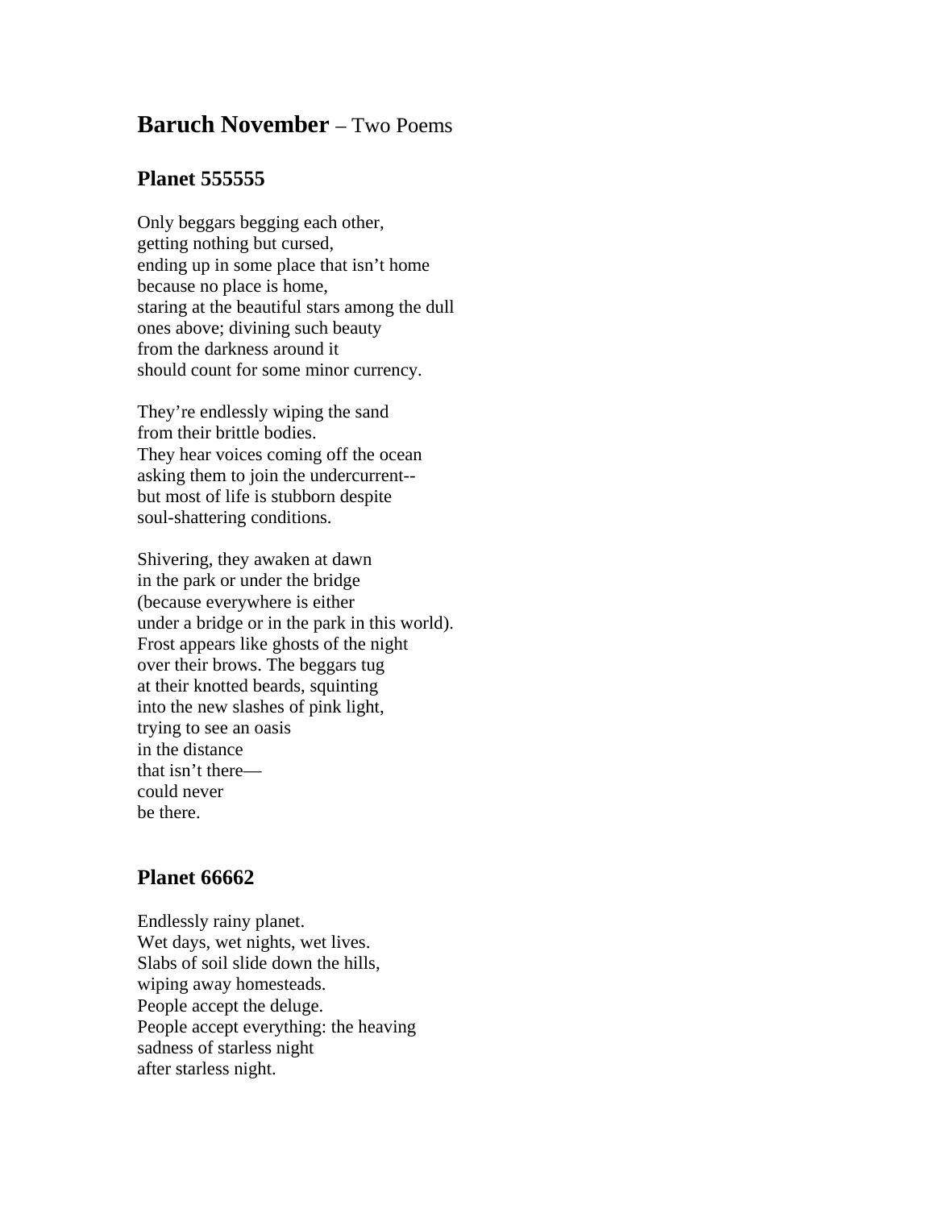## **Baruch November** – Two Poems

### Planet 555555

Only beggars begging each other,  
getting nothing but cursed,  
ending up in some place that isn't home  
because no place is home,  
staring at the beautiful stars among the dull  
ones above; divining such beauty  
from the darkness around it  
should count for some minor currency.

They're endlessly wiping the sand  
from their brittle bodies.  
They hear voices coming off the ocean  
asking them to join the undercurrent--  
but most of life is stubborn despite  
soul-shattering conditions.

Shivering, they awaken at dawn  
in the park or under the bridge  
(because everywhere is either  
under a bridge or in the park in this world).  
Frost appears like ghosts of the night  
over their brows. The beggars tug  
at their knotted beards, squinting  
into the new slashes of pink light,  
trying to see an oasis  
in the distance  
that isn't there—  
could never  
be there.

### Planet 66662

Endlessly rainy planet.  
Wet days, wet nights, wet lives.  
Slabs of soil slide down the hills,  
wiping away homesteads.  
People accept the deluge.  
People accept everything: the heaving  
sadness of starless night  
after starless night.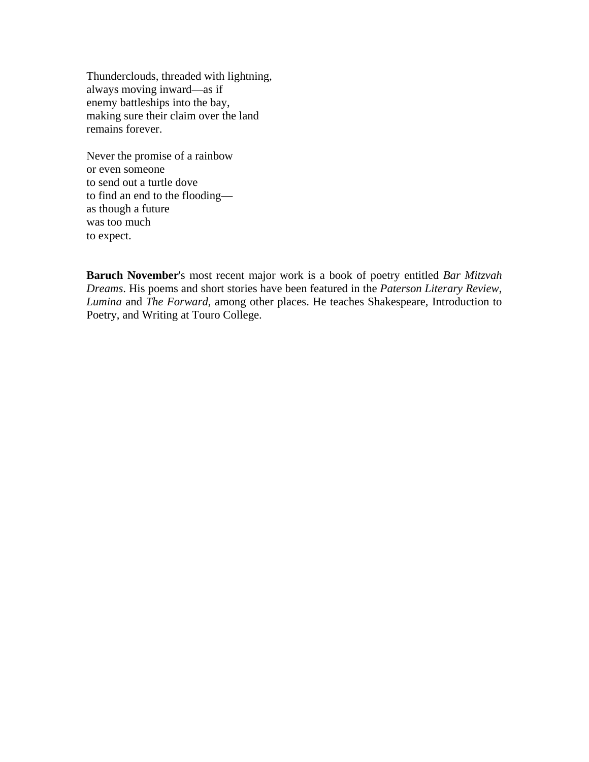Thunderclouds, threaded with lightning,  
always moving inward—as if  
enemy battleships into the bay,  
making sure their claim over the land  
remains forever.

Never the promise of a rainbow  
or even someone  
to send out a turtle dove  
to find an end to the flooding—  
as though a future  
was too much  
to expect.

**Baruch November**'s most recent major work is a book of poetry entitled *Bar Mitzvah Dreams*. His poems and short stories have been featured in the *Paterson Literary Review*, *Lumina* and *The Forward*, among other places. He teaches Shakespeare, Introduction to Poetry, and Writing at Touro College.